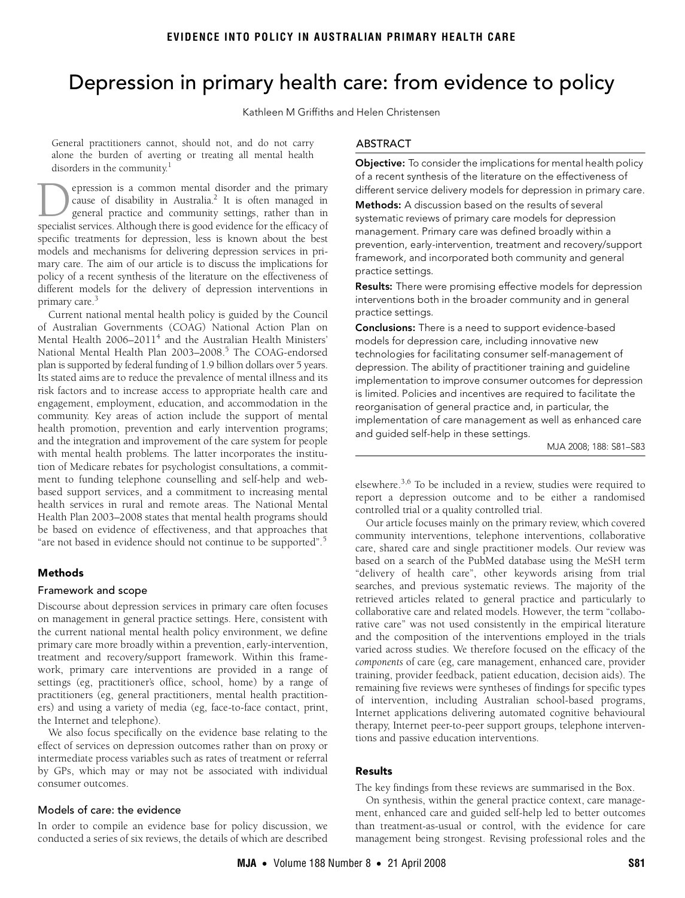# Depression in primary health care: from evidence to policy

Kathleen M Griffiths and Helen Christensen

> General practitioners cannot, should not, and do not carry alone the burden of averting or treating all mental health disorders in the community.[1]

## ABSTRACT

**Objective:** To consider the implications for mental health policy of a recent synthesis of the literature on the effectiveness of different service delivery models for depression in primary care.

**Methods:** A discussion based on the results of several systematic reviews of primary care models for depression management. Primary care was defined broadly within a prevention, early-intervention, treatment and recovery/support framework, and incorporated both community and general practice settings.

**Results:** There were promising effective models for depression interventions both in the broader community and in general practice settings.

**Conclusions:** There is a need to support evidence-based models for depression care, including innovative new technologies for facilitating consumer self-management of depression. The ability of practitioner training and guideline implementation to improve consumer outcomes for depression is limited. Policies and incentives are required to facilitate the reorganisation of general practice and, in particular, the implementation of care management as well as enhanced care and guided self-help in these settings.

MJA 2008; 188: S81–S83

Depression is a common mental disorder and the primary cause of disability in Australia.[2] It is often managed in general practice and community settings, rather than in specialist services. Although there is good evidence for the efficacy of specific treatments for depression, less is known about the best models and mechanisms for delivering depression services in primary care. The aim of our article is to discuss the implications for policy of a recent synthesis of the literature on the effectiveness of different models for the delivery of depression interventions in primary care.[3]

Current national mental health policy is guided by the Council of Australian Governments (COAG) National Action Plan on Mental Health 2006–2011[4] and the Australian Health Ministers' National Mental Health Plan 2003–2008.[5] The COAG-endorsed plan is supported by federal funding of 1.9 billion dollars over 5 years. Its stated aims are to reduce the prevalence of mental illness and its risk factors and to increase access to appropriate health care and engagement, employment, education, and accommodation in the community. Key areas of action include the support of mental health promotion, prevention and early intervention programs; and the integration and improvement of the care system for people with mental health problems. The latter incorporates the institution of Medicare rebates for psychologist consultations, a commitment to funding telephone counselling and self-help and web-based support services, and a commitment to increasing mental health services in rural and remote areas. The National Mental Health Plan 2003–2008 states that mental health programs should be based on evidence of effectiveness, and that approaches that "are not based in evidence should not continue to be supported".[5]

## Methods

### Framework and scope

Discourse about depression services in primary care often focuses on management in general practice settings. Here, consistent with the current national mental health policy environment, we define primary care more broadly within a prevention, early-intervention, treatment and recovery/support framework. Within this framework, primary care interventions are provided in a range of settings (eg, practitioner's office, school, home) by a range of practitioners (eg, general practitioners, mental health practitioners) and using a variety of media (eg, face-to-face contact, print, the Internet and telephone).

We also focus specifically on the evidence base relating to the effect of services on depression outcomes rather than on proxy or intermediate process variables such as rates of treatment or referral by GPs, which may or may not be associated with individual consumer outcomes.

### Models of care: the evidence

In order to compile an evidence base for policy discussion, we conducted a series of six reviews, the details of which are described elsewhere.[3,6] To be included in a review, studies were required to report a depression outcome and to be either a randomised controlled trial or a quality controlled trial.

Our article focuses mainly on the primary review, which covered community interventions, telephone interventions, collaborative care, shared care and single practitioner models. Our review was based on a search of the PubMed database using the MeSH term "delivery of health care", other keywords arising from trial searches, and previous systematic reviews. The majority of the retrieved articles related to general practice and particularly to collaborative care and related models. However, the term "collaborative care" was not used consistently in the empirical literature and the composition of the interventions employed in the trials varied across studies. We therefore focused on the efficacy of the *components* of care (eg, care management, enhanced care, provider training, provider feedback, patient education, decision aids). The remaining five reviews were syntheses of findings for specific types of intervention, including Australian school-based programs, Internet applications delivering automated cognitive behavioural therapy, Internet peer-to-peer support groups, telephone interventions and passive education interventions.

## Results

The key findings from these reviews are summarised in the Box.

On synthesis, within the general practice context, care management, enhanced care and guided self-help led to better outcomes than treatment-as-usual or control, with the evidence for care management being strongest. Revising professional roles and the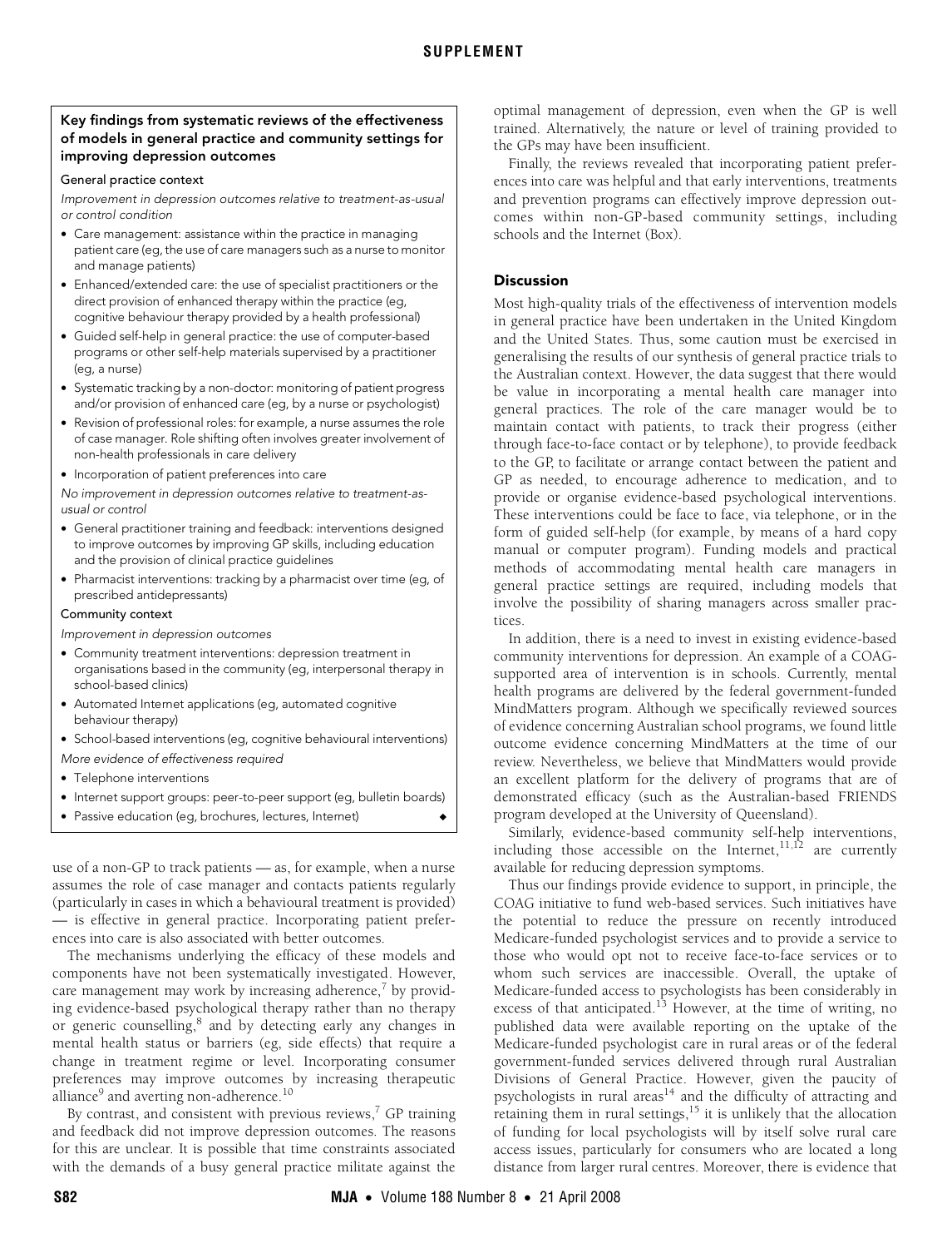> **Key findings from systematic reviews of the effectiveness of models in general practice and community settings for improving depression outcomes**
>
> **General practice context**
>
> *Improvement in depression outcomes relative to treatment-as-usual or control condition*
>
> - Care management: assistance within the practice in managing patient care (eg, the use of care managers such as a nurse to monitor and manage patients)
> - Enhanced/extended care: the use of specialist practitioners or the direct provision of enhanced therapy within the practice (eg, cognitive behaviour therapy provided by a health professional)
> - Guided self-help in general practice: the use of computer-based programs or other self-help materials supervised by a practitioner (eg, a nurse)
> - Systematic tracking by a non-doctor: monitoring of patient progress and/or provision of enhanced care (eg, by a nurse or psychologist)
> - Revision of professional roles: for example, a nurse assumes the role of case manager. Role shifting often involves greater involvement of non-health professionals in care delivery
> - Incorporation of patient preferences into care
>
> *No improvement in depression outcomes relative to treatment-as-usual or control*
>
> - General practitioner training and feedback: interventions designed to improve outcomes by improving GP skills, including education and the provision of clinical practice guidelines
> - Pharmacist interventions: tracking by a pharmacist over time (eg, of prescribed antidepressants)
>
> **Community context**
>
> *Improvement in depression outcomes*
>
> - Community treatment interventions: depression treatment in organisations based in the community (eg, interpersonal therapy in school-based clinics)
> - Automated Internet applications (eg, automated cognitive behaviour therapy)
> - School-based interventions (eg, cognitive behavioural interventions)
>
> *More evidence of effectiveness required*
>
> - Telephone interventions
> - Internet support groups: peer-to-peer support (eg, bulletin boards)
> - Passive education (eg, brochures, lectures, Internet) ◆

use of a non-GP to track patients — as, for example, when a nurse assumes the role of case manager and contacts patients regularly (particularly in cases in which a behavioural treatment is provided) — is effective in general practice. Incorporating patient preferences into care is also associated with better outcomes.

The mechanisms underlying the efficacy of these models and components have not been systematically investigated. However, care management may work by increasing adherence,[7] by providing evidence-based psychological therapy rather than no therapy or generic counselling,[8] and by detecting early any changes in mental health status or barriers (eg, side effects) that require a change in treatment regime or level. Incorporating consumer preferences may improve outcomes by increasing therapeutic alliance[9] and averting non-adherence.[10]

By contrast, and consistent with previous reviews,[7] GP training and feedback did not improve depression outcomes. The reasons for this are unclear. It is possible that time constraints associated with the demands of a busy general practice militate against the optimal management of depression, even when the GP is well trained. Alternatively, the nature or level of training provided to the GPs may have been insufficient.

Finally, the reviews revealed that incorporating patient preferences into care was helpful and that early interventions, treatments and prevention programs can effectively improve depression outcomes within non-GP-based community settings, including schools and the Internet (Box).

## Discussion

Most high-quality trials of the effectiveness of intervention models in general practice have been undertaken in the United Kingdom and the United States. Thus, some caution must be exercised in generalising the results of our synthesis of general practice trials to the Australian context. However, the data suggest that there would be value in incorporating a mental health care manager into general practices. The role of the care manager would be to maintain contact with patients, to track their progress (either through face-to-face contact or by telephone), to provide feedback to the GP, to facilitate or arrange contact between the patient and GP as needed, to encourage adherence to medication, and to provide or organise evidence-based psychological interventions. These interventions could be face to face, via telephone, or in the form of guided self-help (for example, by means of a hard copy manual or computer program). Funding models and practical methods of accommodating mental health care managers in general practice settings are required, including models that involve the possibility of sharing managers across smaller practices.

In addition, there is a need to invest in existing evidence-based community interventions for depression. An example of a COAG-supported area of intervention is in schools. Currently, mental health programs are delivered by the federal government-funded MindMatters program. Although we specifically reviewed sources of evidence concerning Australian school programs, we found little outcome evidence concerning MindMatters at the time of our review. Nevertheless, we believe that MindMatters would provide an excellent platform for the delivery of programs that are of demonstrated efficacy (such as the Australian-based FRIENDS program developed at the University of Queensland).

Similarly, evidence-based community self-help interventions, including those accessible on the Internet,[11,12] are currently available for reducing depression symptoms.

Thus our findings provide evidence to support, in principle, the COAG initiative to fund web-based services. Such initiatives have the potential to reduce the pressure on recently introduced Medicare-funded psychologist services and to provide a service to those who would opt not to receive face-to-face services or to whom such services are inaccessible. Overall, the uptake of Medicare-funded access to psychologists has been considerably in excess of that anticipated.[13] However, at the time of writing, no published data were available reporting on the uptake of the Medicare-funded psychologist care in rural areas or of the federal government-funded services delivered through rural Australian Divisions of General Practice. However, given the paucity of psychologists in rural areas[14] and the difficulty of attracting and retaining them in rural settings,[15] it is unlikely that the allocation of funding for local psychologists will by itself solve rural care access issues, particularly for consumers who are located a long distance from larger rural centres. Moreover, there is evidence that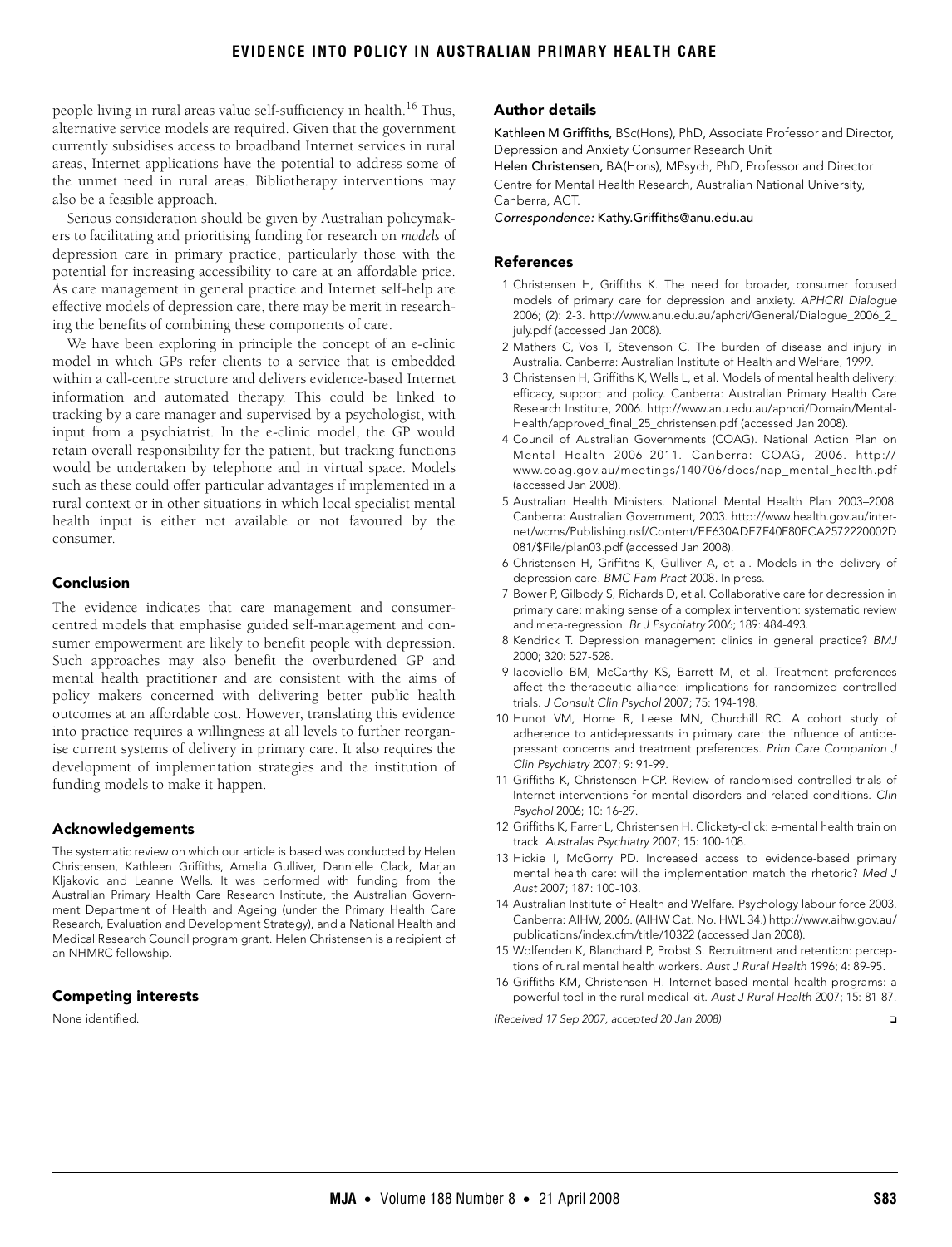people living in rural areas value self-sufficiency in health.[16] Thus, alternative service models are required. Given that the government currently subsidises access to broadband Internet services in rural areas, Internet applications have the potential to address some of the unmet need in rural areas. Bibliotherapy interventions may also be a feasible approach.

Serious consideration should be given by Australian policymakers to facilitating and prioritising funding for research on *models* of depression care in primary practice, particularly those with the potential for increasing accessibility to care at an affordable price. As care management in general practice and Internet self-help are effective models of depression care, there may be merit in researching the benefits of combining these components of care.

We have been exploring in principle the concept of an e-clinic model in which GPs refer clients to a service that is embedded within a call-centre structure and delivers evidence-based Internet information and automated therapy. This could be linked to tracking by a care manager and supervised by a psychologist, with input from a psychiatrist. In the e-clinic model, the GP would retain overall responsibility for the patient, but tracking functions would be undertaken by telephone and in virtual space. Models such as these could offer particular advantages if implemented in a rural context or in other situations in which local specialist mental health input is either not available or not favoured by the consumer.

## Conclusion

The evidence indicates that care management and consumer-centred models that emphasise guided self-management and consumer empowerment are likely to benefit people with depression. Such approaches may also benefit the overburdened GP and mental health practitioner and are consistent with the aims of policy makers concerned with delivering better public health outcomes at an affordable cost. However, translating this evidence into practice requires a willingness at all levels to further reorganise current systems of delivery in primary care. It also requires the development of implementation strategies and the institution of funding models to make it happen.

## Acknowledgements

The systematic review on which our article is based was conducted by Helen Christensen, Kathleen Griffiths, Amelia Gulliver, Dannielle Clack, Marjan Kljakovic and Leanne Wells. It was performed with funding from the Australian Primary Health Care Research Institute, the Australian Government Department of Health and Ageing (under the Primary Health Care Research, Evaluation and Development Strategy), and a National Health and Medical Research Council program grant. Helen Christensen is a recipient of an NHMRC fellowship.

## Competing interests

None identified.

## Author details

**Kathleen M Griffiths,** BSc(Hons), PhD, Associate Professor and Director, Depression and Anxiety Consumer Research Unit

**Helen Christensen,** BA(Hons), MPsych, PhD, Professor and Director

Centre for Mental Health Research, Australian National University, Canberra, ACT.

*Correspondence:* Kathy.Griffiths@anu.edu.au

## References

1. Christensen H, Griffiths K. The need for broader, consumer focused models of primary care for depression and anxiety. *APHCRI Dialogue* 2006; (2): 2-3. http://www.anu.edu.au/aphcri/General/Dialogue_2006_2_july.pdf (accessed Jan 2008).
2. Mathers C, Vos T, Stevenson C. The burden of disease and injury in Australia. Canberra: Australian Institute of Health and Welfare, 1999.
3. Christensen H, Griffiths K, Wells L, et al. Models of mental health delivery: efficacy, support and policy. Canberra: Australian Primary Health Care Research Institute, 2006. http://www.anu.edu.au/aphcri/Domain/MentalHealth/approved_final_25_christensen.pdf (accessed Jan 2008).
4. Council of Australian Governments (COAG). National Action Plan on Mental Health 2006–2011. Canberra: COAG, 2006. http://www.coag.gov.au/meetings/140706/docs/nap_mental_health.pdf (accessed Jan 2008).
5. Australian Health Ministers. National Mental Health Plan 2003–2008. Canberra: Australian Government, 2003. http://www.health.gov.au/internet/wcms/Publishing.nsf/Content/EE630ADE7F40F80FCA2572220002D081/$File/plan03.pdf (accessed Jan 2008).
6. Christensen H, Griffiths K, Gulliver A, et al. Models in the delivery of depression care. *BMC Fam Pract* 2008. In press.
7. Bower P, Gilbody S, Richards D, et al. Collaborative care for depression in primary care: making sense of a complex intervention: systematic review and meta-regression. *Br J Psychiatry* 2006; 189: 484-493.
8. Kendrick T. Depression management clinics in general practice? *BMJ* 2000; 320: 527-528.
9. Iacoviello BM, McCarthy KS, Barrett M, et al. Treatment preferences affect the therapeutic alliance: implications for randomized controlled trials. *J Consult Clin Psychol* 2007; 75: 194-198.
10. Hunot VM, Horne R, Leese MN, Churchill RC. A cohort study of adherence to antidepressants in primary care: the influence of antidepressant concerns and treatment preferences. *Prim Care Companion J Clin Psychiatry* 2007; 9: 91-99.
11. Griffiths K, Christensen HCP. Review of randomised controlled trials of Internet interventions for mental disorders and related conditions. *Clin Psychol* 2006; 10: 16-29.
12. Griffiths K, Farrer L, Christensen H. Clickety-click: e-mental health train on track. *Australas Psychiatry* 2007; 15: 100-108.
13. Hickie I, McGorry PD. Increased access to evidence-based primary mental health care: will the implementation match the rhetoric? *Med J Aust* 2007; 187: 100-103.
14. Australian Institute of Health and Welfare. Psychology labour force 2003. Canberra: AIHW, 2006. (AIHW Cat. No. HWL 34.) http://www.aihw.gov.au/publications/index.cfm/title/10322 (accessed Jan 2008).
15. Wolfenden K, Blanchard P, Probst S. Recruitment and retention: perceptions of rural mental health workers. *Aust J Rural Health* 1996; 4: 89-95.
16. Griffiths KM, Christensen H. Internet-based mental health programs: a powerful tool in the rural medical kit. *Aust J Rural Health* 2007; 15: 81-87.

*(Received 17 Sep 2007, accepted 20 Jan 2008)*